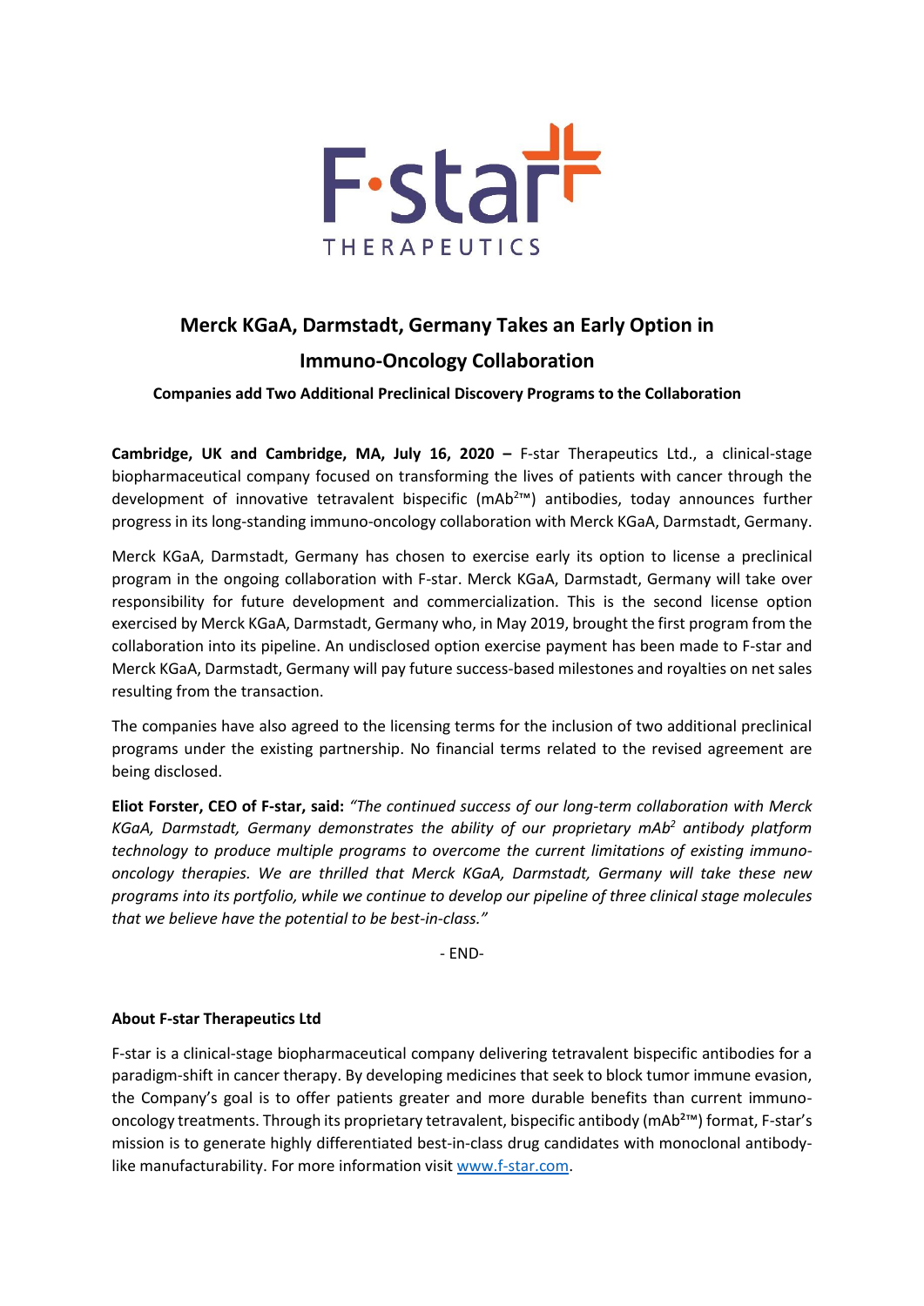# Merck KGaA, Darmstadt, Germany Takes an Early Option in Immuno-Oncology Collaboration

**Companies add Two Additional Preclinical Discovery Programs to the Collaboration**

**Cambridge, UK and Cambridge, MA, July 16, 2020 –** F-star Therapeutics Ltd., a clinical-stage biopharmaceutical company focused on transforming the lives of patients with cancer through the development of innovative tetravalent bispecific (mAb²™) antibodies, today announces further progress in its long-standing immuno-oncology collaboration with Merck KGaA, Darmstadt, Germany.

Merck KGaA, Darmstadt, Germany has chosen to exercise early its option to license a preclinical program in the ongoing collaboration with F-star. Merck KGaA, Darmstadt, Germany will take over responsibility for future development and commercialization. This is the second license option exercised by Merck KGaA, Darmstadt, Germany who, in May 2019, brought the first program from the collaboration into its pipeline. An undisclosed option exercise payment has been made to F-star and Merck KGaA, Darmstadt, Germany will pay future success-based milestones and royalties on net sales resulting from the transaction.

The companies have also agreed to the licensing terms for the inclusion of two additional preclinical programs under the existing partnership. No financial terms related to the revised agreement are being disclosed.

**Eliot Forster, CEO of F-star, said:** *"The continued success of our long-term collaboration with Merck KGaA, Darmstadt, Germany demonstrates the ability of our proprietary mAb² antibody platform technology to produce multiple programs to overcome the current limitations of existing immuno-oncology therapies. We are thrilled that Merck KGaA, Darmstadt, Germany will take these new programs into its portfolio, while we continue to develop our pipeline of three clinical stage molecules that we believe have the potential to be best-in-class."*

- END-

**About F-star Therapeutics Ltd**

F-star is a clinical-stage biopharmaceutical company delivering tetravalent bispecific antibodies for a paradigm-shift in cancer therapy. By developing medicines that seek to block tumor immune evasion, the Company's goal is to offer patients greater and more durable benefits than current immuno-oncology treatments. Through its proprietary tetravalent, bispecific antibody (mAb²™) format, F-star's mission is to generate highly differentiated best-in-class drug candidates with monoclonal antibody-like manufacturability. For more information visit [www.f-star.com](http://www.f-star.com).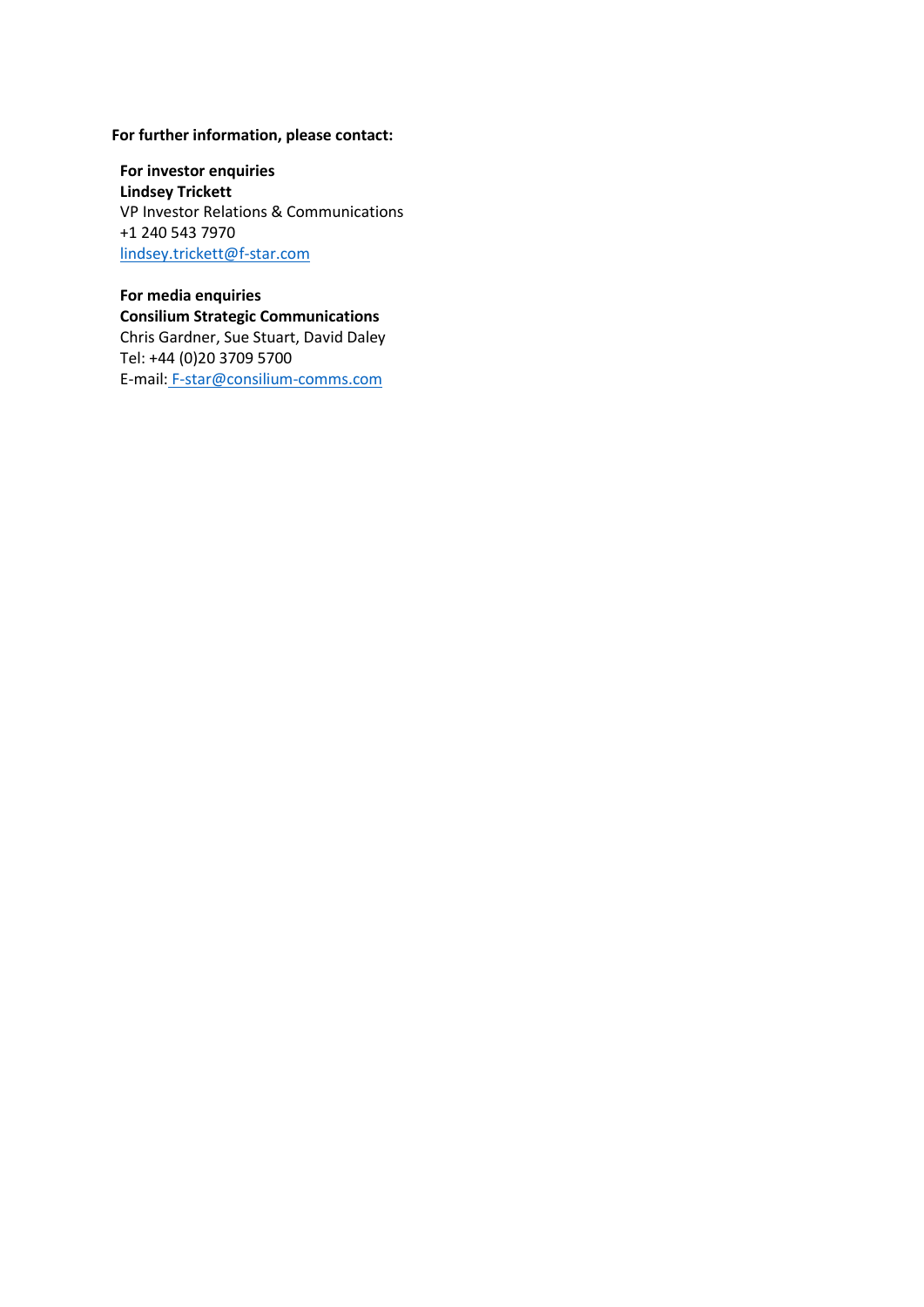**For further information, please contact:**

**For investor enquiries**
**Lindsey Trickett**
VP Investor Relations & Communications
+1 240 543 7970
lindsey.trickett@f-star.com

**For media enquiries**
**Consilium Strategic Communications**
Chris Gardner, Sue Stuart, David Daley
Tel: +44 (0)20 3709 5700
E-mail: F-star@consilium-comms.com